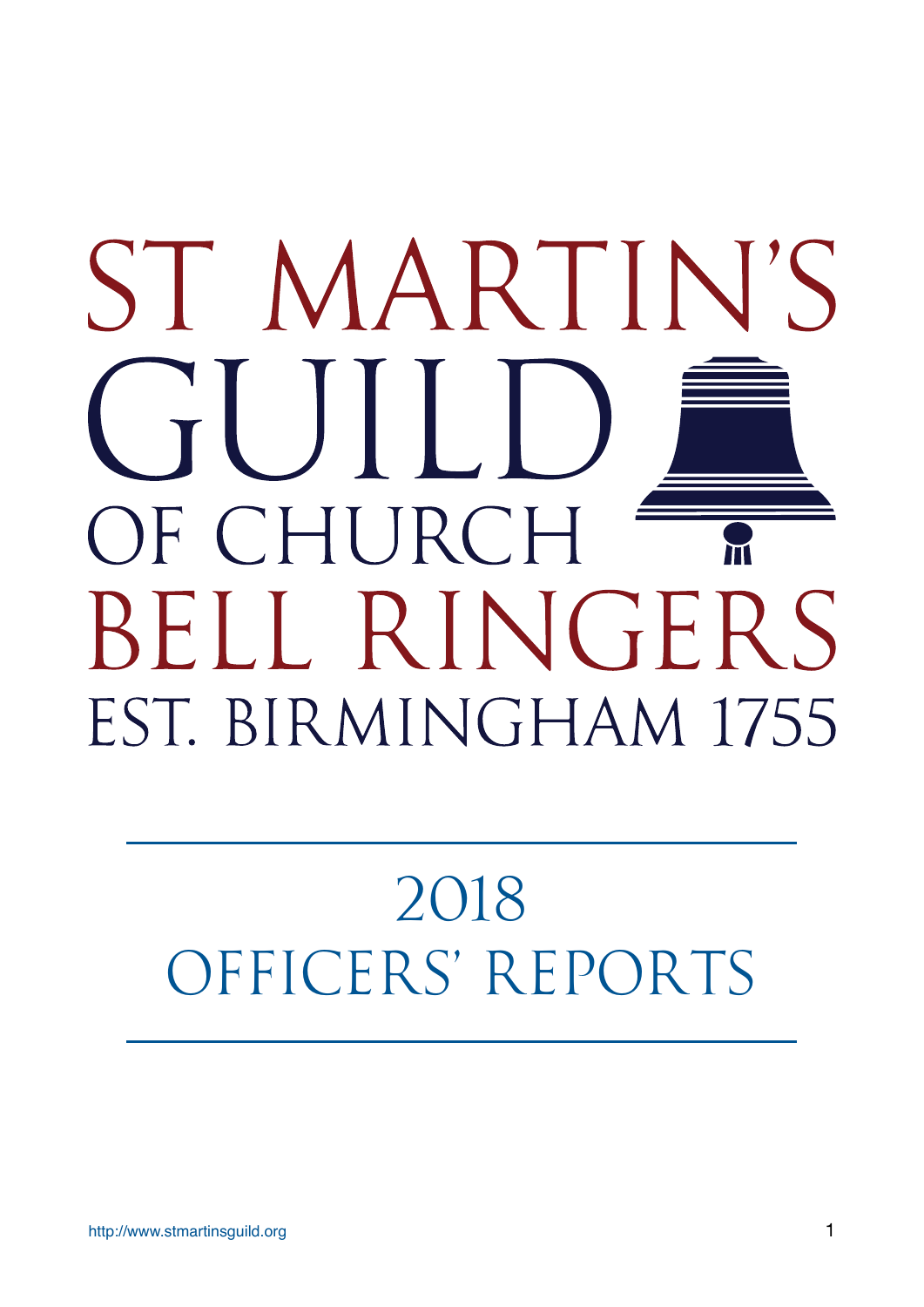# ST MARTIN'S GUILD OF CHURCH BELL RINGERS

EST. BIRMINGHAM 1755

## 2018 OFFICERS' REPORTS

http://www.stmartinsguild.org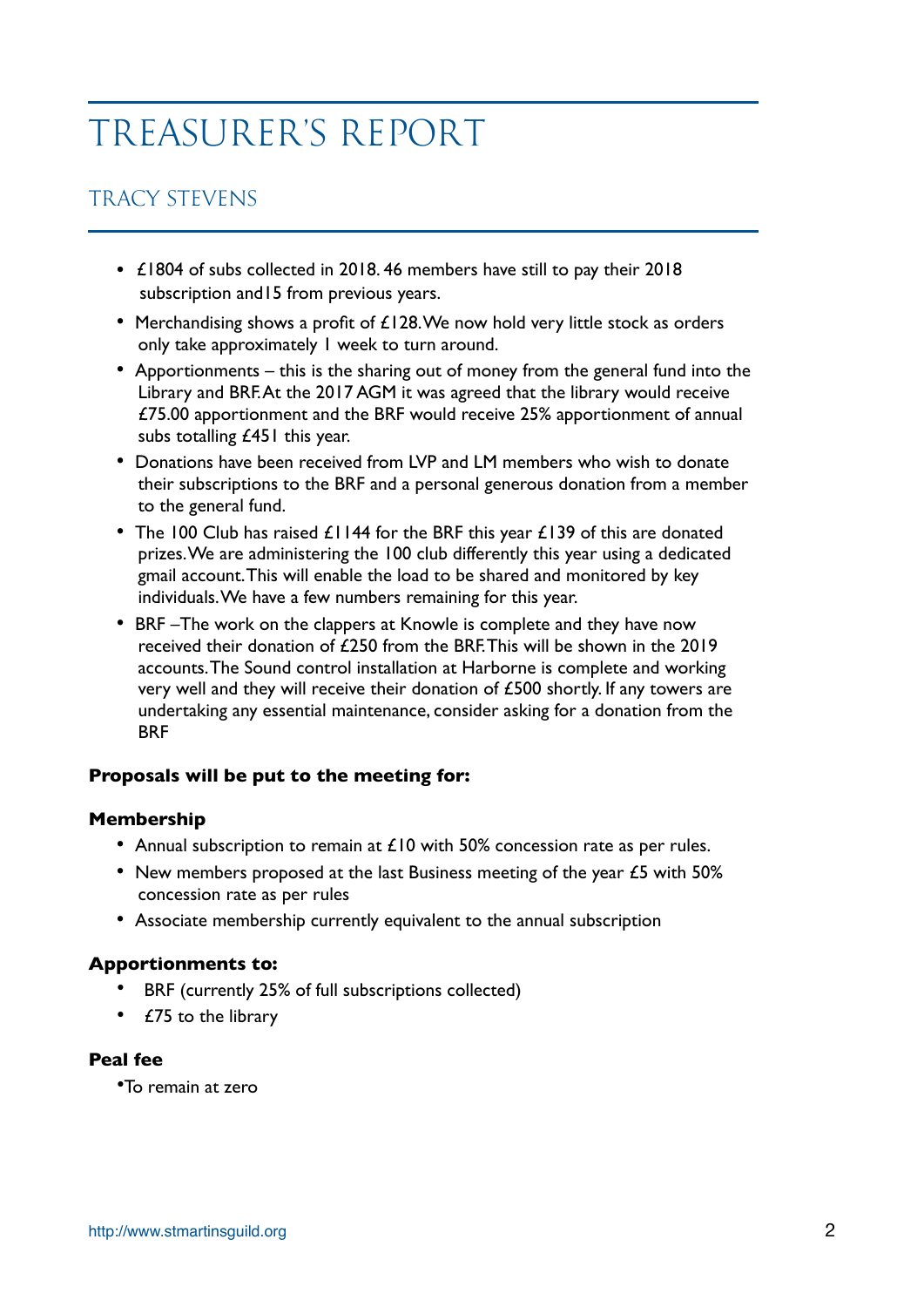# TREASURER'S REPORT

## TRACY STEVENS

- £1804 of subs collected in 2018. 46 members have still to pay their 2018 subscription and15 from previous years.
- Merchandising shows a profit of £128. We now hold very little stock as orders only take approximately 1 week to turn around.
- Apportionments – this is the sharing out of money from the general fund into the Library and BRF. At the 2017 AGM it was agreed that the library would receive £75.00 apportionment and the BRF would receive 25% apportionment of annual subs totalling £451 this year.
- Donations have been received from LVP and LM members who wish to donate their subscriptions to the BRF and a personal generous donation from a member to the general fund.
- The 100 Club has raised £1144 for the BRF this year £139 of this are donated prizes. We are administering the 100 club differently this year using a dedicated gmail account. This will enable the load to be shared and monitored by key individuals. We have a few numbers remaining for this year.
- BRF –The work on the clappers at Knowle is complete and they have now received their donation of £250 from the BRF. This will be shown in the 2019 accounts. The Sound control installation at Harborne is complete and working very well and they will receive their donation of £500 shortly. If any towers are undertaking any essential maintenance, consider asking for a donation from the BRF

**Proposals will be put to the meeting for:**

**Membership**

- Annual subscription to remain at £10 with 50% concession rate as per rules.
- New members proposed at the last Business meeting of the year £5 with 50% concession rate as per rules
- Associate membership currently equivalent to the annual subscription

**Apportionments to:**

- BRF (currently 25% of full subscriptions collected)
- £75 to the library

**Peal fee**

- To remain at zero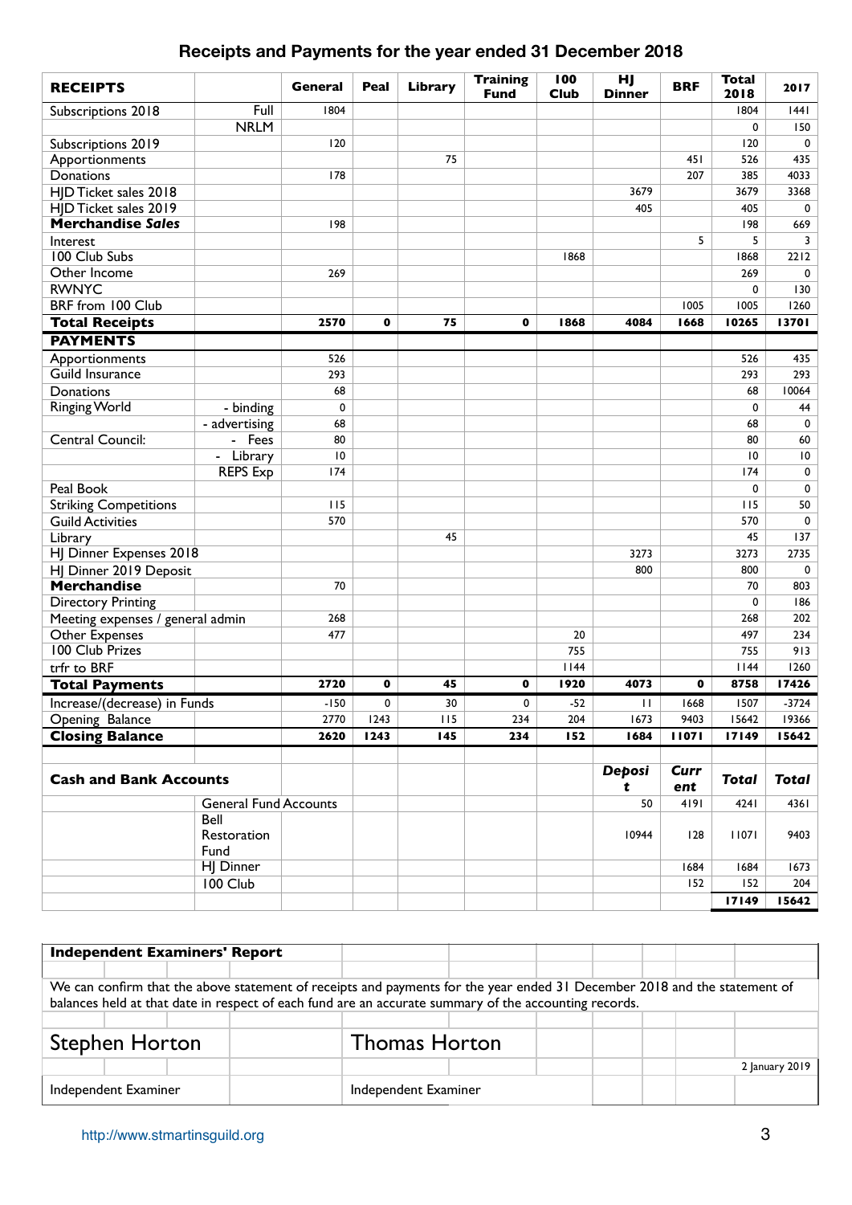# Receipts and Payments for the year ended 31 December 2018

| RECEIPTS | | General | Peal | Library | Training Fund | 100 Club | HJ Dinner | BRF | Total 2018 | 2017 |
|---|---|---|---|---|---|---|---|---|---|---|
| Subscriptions 2018 | Full | 1804 | | | | | | | 1804 | 1441 |
| | NRLM | | | | | | | | 0 | 150 |
| Subscriptions 2019 | | 120 | | | | | | | 120 | 0 |
| Apportionments | | | | 75 | | | | 451 | 526 | 435 |
| Donations | | 178 | | | | | | 207 | 385 | 4033 |
| HJD Ticket sales 2018 | | | | | | | 3679 | | 3679 | 3368 |
| HJD Ticket sales 2019 | | | | | | | 405 | | 405 | 0 |
| **Merchandise *Sales*** | | 198 | | | | | | | 198 | 669 |
| Interest | | | | | | | | 5 | 5 | 3 |
| 100 Club Subs | | | | | | 1868 | | | 1868 | 2212 |
| Other Income | | 269 | | | | | | | 269 | 0 |
| RWNYC | | | | | | | | | 0 | 130 |
| BRF from 100 Club | | | | | | | | 1005 | 1005 | 1260 |
| **Total Receipts** | | **2570** | **0** | **75** | **0** | **1868** | **4084** | **1668** | **10265** | **13701** |
| **PAYMENTS** | | | | | | | | | | |
| Apportionments | | 526 | | | | | | | 526 | 435 |
| Guild Insurance | | 293 | | | | | | | 293 | 293 |
| Donations | | 68 | | | | | | | 68 | 10064 |
| Ringing World | - binding | 0 | | | | | | | 0 | 44 |
| | - advertising | 68 | | | | | | | 68 | 0 |
| Central Council: | - Fees | 80 | | | | | | | 80 | 60 |
| | - Library | 10 | | | | | | | 10 | 10 |
| | REPS Exp | 174 | | | | | | | 174 | 0 |
| Peal Book | | | | | | | | | 0 | 0 |
| Striking Competitions | | 115 | | | | | | | 115 | 50 |
| Guild Activities | | 570 | | | | | | | 570 | 0 |
| Library | | | | 45 | | | | | 45 | 137 |
| HJ Dinner Expenses 2018 | | | | | | | 3273 | | 3273 | 2735 |
| HJ Dinner 2019 Deposit | | | | | | | 800 | | 800 | 0 |
| **Merchandise** | | 70 | | | | | | | 70 | 803 |
| Directory Printing | | | | | | | | | 0 | 186 |
| Meeting expenses / general admin | | 268 | | | | | | | 268 | 202 |
| Other Expenses | | 477 | | | | 20 | | | 497 | 234 |
| 100 Club Prizes | | | | | | 755 | | | 755 | 913 |
| trfr to BRF | | | | | | 1144 | | | 1144 | 1260 |
| **Total Payments** | | **2720** | **0** | **45** | **0** | **1920** | **4073** | **0** | **8758** | **17426** |
| Increase/(decrease) in Funds | | -150 | 0 | 30 | 0 | -52 | 11 | 1668 | 1507 | -3724 |
| Opening Balance | | 2770 | 1243 | 115 | 234 | 204 | 1673 | 9403 | 15642 | 19366 |
| **Closing Balance** | | **2620** | **1243** | **145** | **234** | **152** | **1684** | **11071** | **17149** | **15642** |

| **Cash and Bank Accounts** | | ***Deposit*** | ***Current*** | ***Total*** | ***Total*** |
|---|---|---|---|---|---|
| | General Fund Accounts | 50 | 4191 | 4241 | 4361 |
| | Bell Restoration Fund | 10944 | 128 | 11071 | 9403 |
| | HJ Dinner | | 1684 | 1684 | 1673 |
| | 100 Club | | 152 | 152 | 204 |
| | | | | **17149** | **15642** |

**Independent Examiners' Report**

We can confirm that the above statement of receipts and payments for the year ended 31 December 2018 and the statement of balances held at that date in respect of each fund are an accurate summary of the accounting records.

Stephen Horton — Independent Examiner

Thomas Horton — Independent Examiner

2 January 2019

http://www.stmartinsguild.org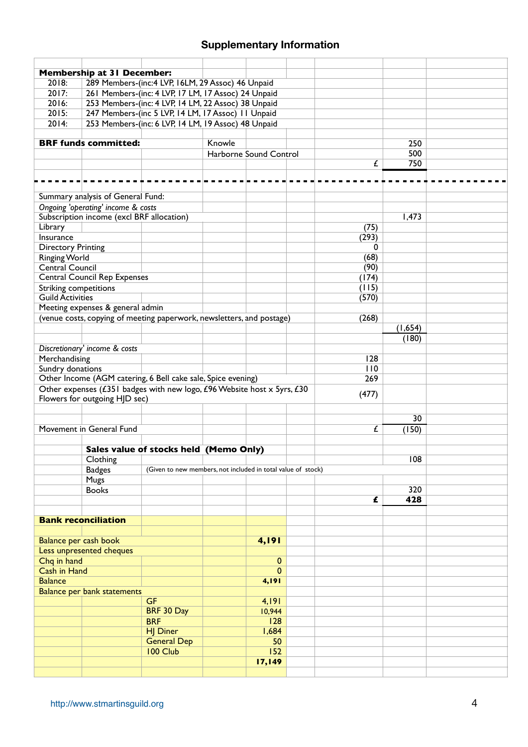## Supplementary Information

**Membership at 31 December:**

| Year | Members |
|---|---|
| 2018: | 289 Members-(inc:4 LVP, 16LM, 29 Assoc) 46 Unpaid |
| 2017: | 261 Members-(inc: 4 LVP, 17 LM, 17 Assoc) 24 Unpaid |
| 2016: | 253 Members-(inc: 4 LVP, 14 LM, 22 Assoc) 38 Unpaid |
| 2015: | 247 Members-(inc 5 LVP, 14 LM, 17 Assoc) 11 Unpaid |
| 2014: | 253 Members-(inc: 6 LVP, 14 LM, 19 Assoc) 48 Unpaid |

**BRF funds committed:**

| | | |
|---|---|---|
| Knowle | | 250 |
| Harborne Sound Control | | 500 |
| | £ | 750 |

---

| Summary analysis of General Fund: | | |
|---|---|---|
| *Ongoing 'operating' income & costs* | | |
| Subscription income (excl BRF allocation) | | 1,473 |
| Library | (75) | |
| Insurance | (293) | |
| Directory Printing | 0 | |
| Ringing World | (68) | |
| Central Council | (90) | |
| Central Council Rep Expenses | (174) | |
| Striking competitions | (115) | |
| Guild Activities | (570) | |
| Meeting expenses & general admin | | |
| (venue costs, copying of meeting paperwork, newsletters, and postage) | (268) | |
| | | (1,654) |
| | | (180) |
| *Discretionary' income & costs* | | |
| Merchandising | 128 | |
| Sundry donations | 110 | |
| Other Income (AGM catering, 6 Bell cake sale, Spice evening) | 269 | |
| Other expenses (£351 badges with new logo, £96 Website host x 5yrs, £30 Flowers for outgoing HJD sec) | (477) | |
| | | 30 |
| Movement in General Fund | £ | (150) |

**Sales value of stocks held (Memo Only)**

| | | |
|---|---|---|
| Clothing | | 108 |
| Badges | (Given to new members, not included in total value of stock) | |
| Mugs | | |
| Books | | 320 |
| | **£** | **428** |

**Bank reconciliation**

| | | |
|---|---|---|
| Balance per cash book | | **4,191** |
| Less unpresented cheques | | |
| Chq in hand | | 0 |
| Cash in Hand | | 0 |
| Balance | | **4,191** |
| Balance per bank statements | | |
| | GF | 4,191 |
| | BRF 30 Day | 10,944 |
| | BRF | 128 |
| | HJ Diner | 1,684 |
| | General Dep | 50 |
| | 100 Club | 152 |
| | | **17,149** |

http://www.stmartinsguild.org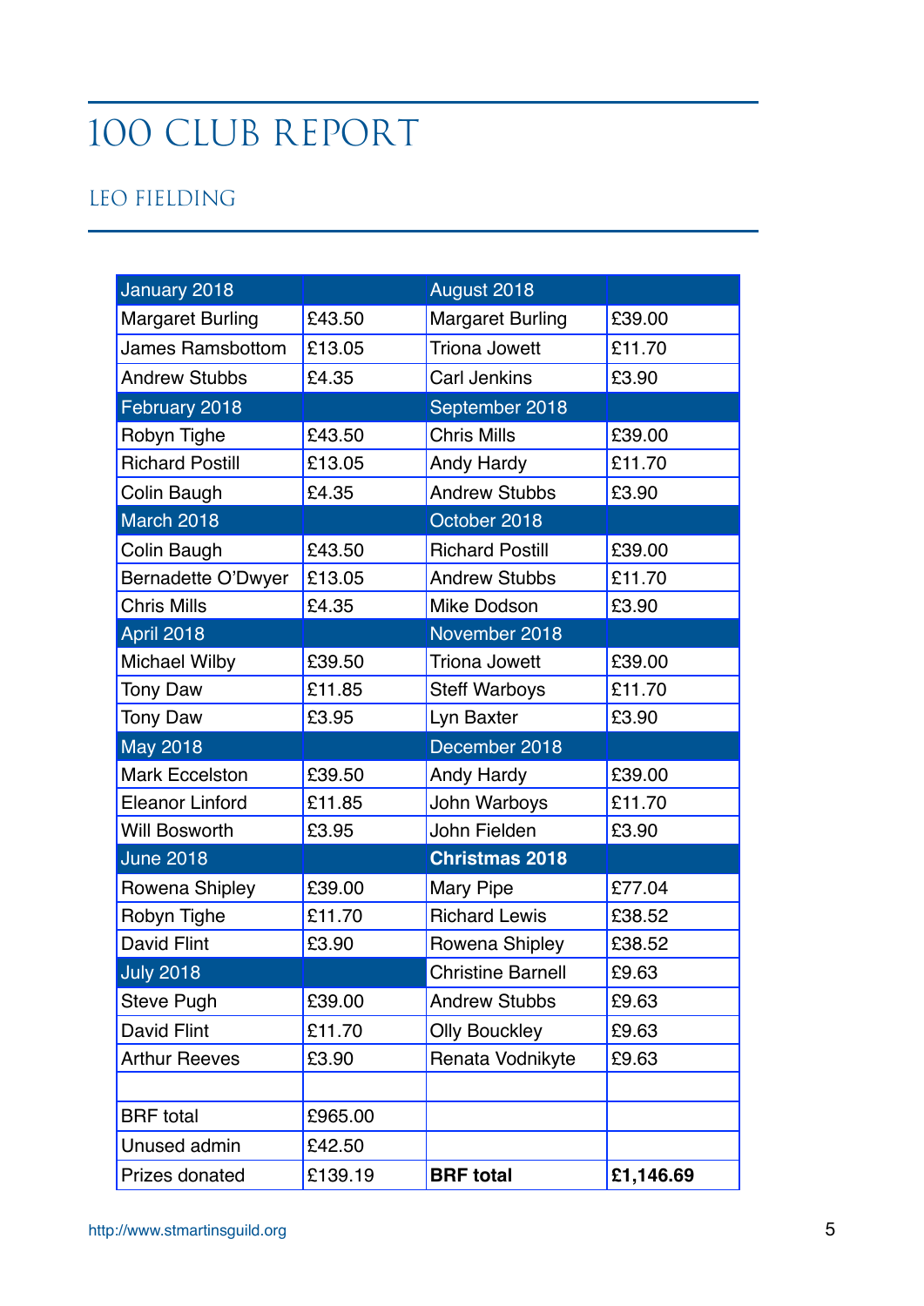# 100 CLUB REPORT

## LEO FIELDING

| January 2018 | | August 2018 | |
|---|---|---|---|
| Margaret Burling | £43.50 | Margaret Burling | £39.00 |
| James Ramsbottom | £13.05 | Triona Jowett | £11.70 |
| Andrew Stubbs | £4.35 | Carl Jenkins | £3.90 |
| February 2018 | | September 2018 | |
| Robyn Tighe | £43.50 | Chris Mills | £39.00 |
| Richard Postill | £13.05 | Andy Hardy | £11.70 |
| Colin Baugh | £4.35 | Andrew Stubbs | £3.90 |
| March 2018 | | October 2018 | |
| Colin Baugh | £43.50 | Richard Postill | £39.00 |
| Bernadette O'Dwyer | £13.05 | Andrew Stubbs | £11.70 |
| Chris Mills | £4.35 | Mike Dodson | £3.90 |
| April 2018 | | November 2018 | |
| Michael Wilby | £39.50 | Triona Jowett | £39.00 |
| Tony Daw | £11.85 | Steff Warboys | £11.70 |
| Tony Daw | £3.95 | Lyn Baxter | £3.90 |
| May 2018 | | December 2018 | |
| Mark Eccelston | £39.50 | Andy Hardy | £39.00 |
| Eleanor Linford | £11.85 | John Warboys | £11.70 |
| Will Bosworth | £3.95 | John Fielden | £3.90 |
| June 2018 | | **Christmas 2018** | |
| Rowena Shipley | £39.00 | Mary Pipe | £77.04 |
| Robyn Tighe | £11.70 | Richard Lewis | £38.52 |
| David Flint | £3.90 | Rowena Shipley | £38.52 |
| July 2018 | | Christine Barnell | £9.63 |
| Steve Pugh | £39.00 | Andrew Stubbs | £9.63 |
| David Flint | £11.70 | Olly Bouckley | £9.63 |
| Arthur Reeves | £3.90 | Renata Vodnikyte | £9.63 |
| | | | |
| BRF total | £965.00 | | |
| Unused admin | £42.50 | | |
| Prizes donated | £139.19 | **BRF total** | **£1,146.69** |

http://www.stmartinsguild.org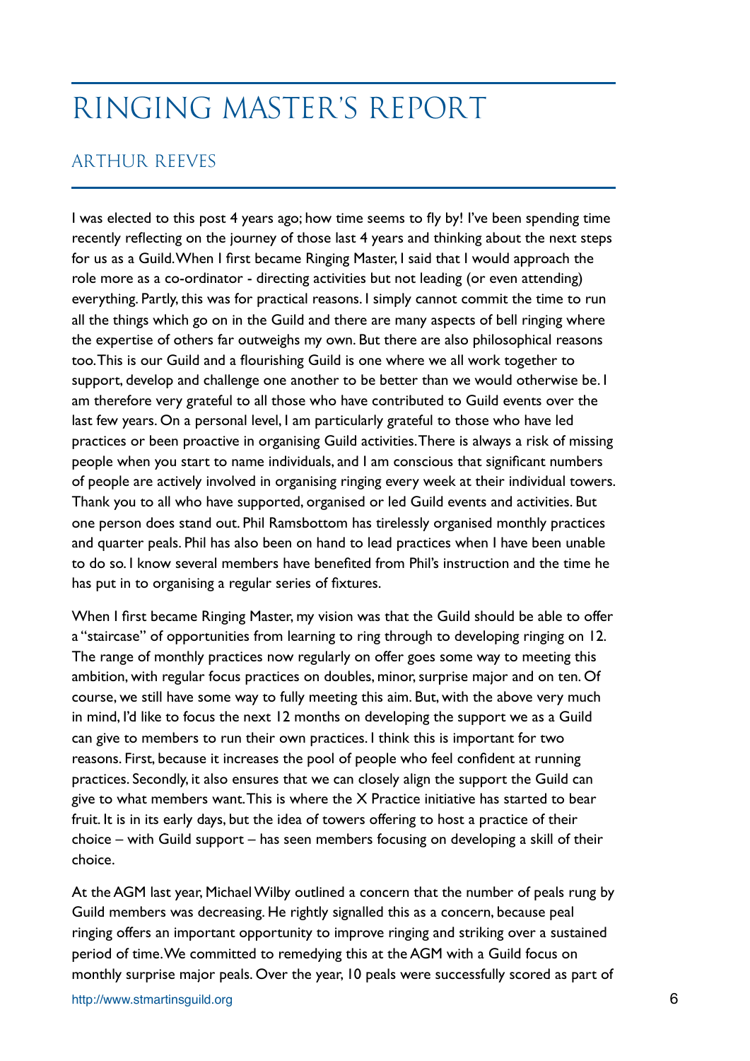# RINGING MASTER'S REPORT

## ARTHUR REEVES

I was elected to this post 4 years ago; how time seems to fly by! I've been spending time recently reflecting on the journey of those last 4 years and thinking about the next steps for us as a Guild. When I first became Ringing Master, I said that I would approach the role more as a co-ordinator - directing activities but not leading (or even attending) everything. Partly, this was for practical reasons. I simply cannot commit the time to run all the things which go on in the Guild and there are many aspects of bell ringing where the expertise of others far outweighs my own. But there are also philosophical reasons too. This is our Guild and a flourishing Guild is one where we all work together to support, develop and challenge one another to be better than we would otherwise be. I am therefore very grateful to all those who have contributed to Guild events over the last few years. On a personal level, I am particularly grateful to those who have led practices or been proactive in organising Guild activities. There is always a risk of missing people when you start to name individuals, and I am conscious that significant numbers of people are actively involved in organising ringing every week at their individual towers. Thank you to all who have supported, organised or led Guild events and activities. But one person does stand out. Phil Ramsbottom has tirelessly organised monthly practices and quarter peals. Phil has also been on hand to lead practices when I have been unable to do so. I know several members have benefited from Phil's instruction and the time he has put in to organising a regular series of fixtures.

When I first became Ringing Master, my vision was that the Guild should be able to offer a "staircase" of opportunities from learning to ring through to developing ringing on 12. The range of monthly practices now regularly on offer goes some way to meeting this ambition, with regular focus practices on doubles, minor, surprise major and on ten. Of course, we still have some way to fully meeting this aim. But, with the above very much in mind, I'd like to focus the next 12 months on developing the support we as a Guild can give to members to run their own practices. I think this is important for two reasons. First, because it increases the pool of people who feel confident at running practices. Secondly, it also ensures that we can closely align the support the Guild can give to what members want. This is where the X Practice initiative has started to bear fruit. It is in its early days, but the idea of towers offering to host a practice of their choice – with Guild support – has seen members focusing on developing a skill of their choice.

At the AGM last year, Michael Wilby outlined a concern that the number of peals rung by Guild members was decreasing. He rightly signalled this as a concern, because peal ringing offers an important opportunity to improve ringing and striking over a sustained period of time. We committed to remedying this at the AGM with a Guild focus on monthly surprise major peals. Over the year, 10 peals were successfully scored as part of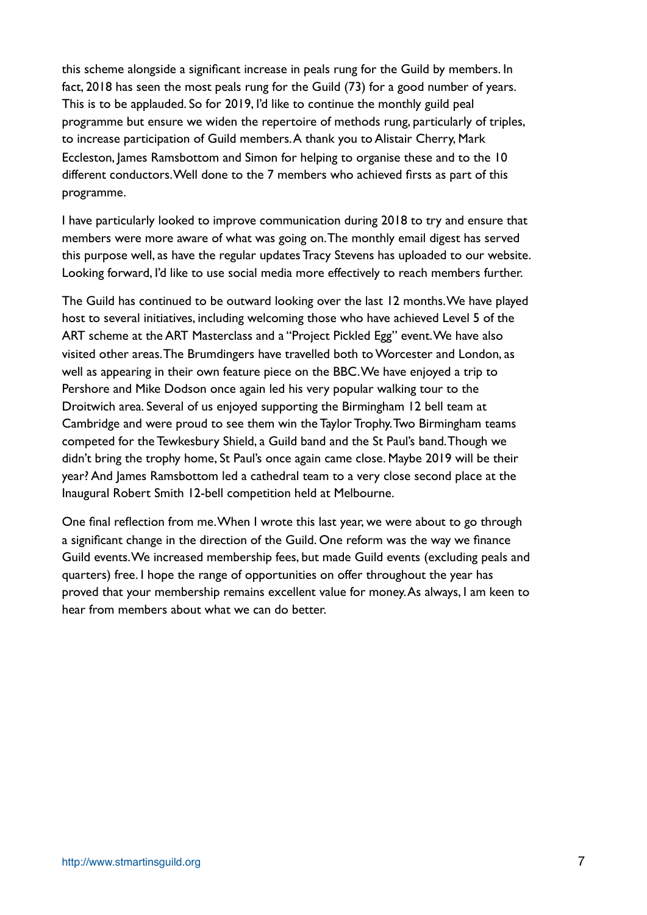this scheme alongside a significant increase in peals rung for the Guild by members. In fact, 2018 has seen the most peals rung for the Guild (73) for a good number of years. This is to be applauded. So for 2019, I'd like to continue the monthly guild peal programme but ensure we widen the repertoire of methods rung, particularly of triples, to increase participation of Guild members. A thank you to Alistair Cherry, Mark Eccleston, James Ramsbottom and Simon for helping to organise these and to the 10 different conductors. Well done to the 7 members who achieved firsts as part of this programme.

I have particularly looked to improve communication during 2018 to try and ensure that members were more aware of what was going on. The monthly email digest has served this purpose well, as have the regular updates Tracy Stevens has uploaded to our website. Looking forward, I'd like to use social media more effectively to reach members further.

The Guild has continued to be outward looking over the last 12 months. We have played host to several initiatives, including welcoming those who have achieved Level 5 of the ART scheme at the ART Masterclass and a "Project Pickled Egg" event. We have also visited other areas. The Brumdingers have travelled both to Worcester and London, as well as appearing in their own feature piece on the BBC. We have enjoyed a trip to Pershore and Mike Dodson once again led his very popular walking tour to the Droitwich area. Several of us enjoyed supporting the Birmingham 12 bell team at Cambridge and were proud to see them win the Taylor Trophy. Two Birmingham teams competed for the Tewkesbury Shield, a Guild band and the St Paul's band. Though we didn't bring the trophy home, St Paul's once again came close. Maybe 2019 will be their year? And James Ramsbottom led a cathedral team to a very close second place at the Inaugural Robert Smith 12-bell competition held at Melbourne.

One final reflection from me. When I wrote this last year, we were about to go through a significant change in the direction of the Guild. One reform was the way we finance Guild events. We increased membership fees, but made Guild events (excluding peals and quarters) free. I hope the range of opportunities on offer throughout the year has proved that your membership remains excellent value for money. As always, I am keen to hear from members about what we can do better.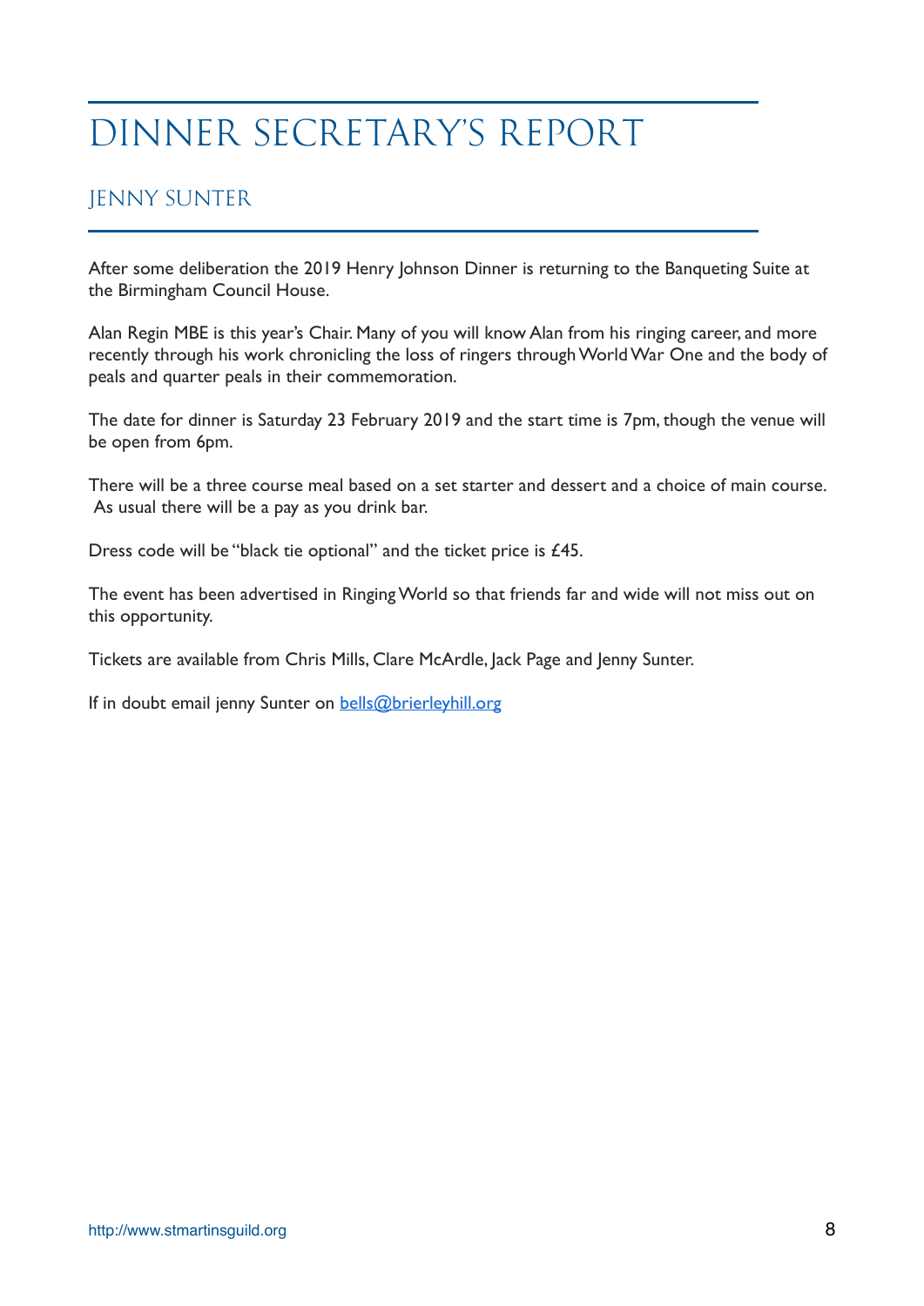# DINNER SECRETARY'S REPORT

## JENNY SUNTER

After some deliberation the 2019 Henry Johnson Dinner is returning to the Banqueting Suite at the Birmingham Council House.

Alan Regin MBE is this year's Chair. Many of you will know Alan from his ringing career, and more recently through his work chronicling the loss of ringers through World War One and the body of peals and quarter peals in their commemoration.

The date for dinner is Saturday 23 February 2019 and the start time is 7pm, though the venue will be open from 6pm.

There will be a three course meal based on a set starter and dessert and a choice of main course. As usual there will be a pay as you drink bar.

Dress code will be "black tie optional" and the ticket price is £45.

The event has been advertised in Ringing World so that friends far and wide will not miss out on this opportunity.

Tickets are available from Chris Mills, Clare McArdle, Jack Page and Jenny Sunter.

If in doubt email jenny Sunter on [bells@brierleyhill.org](mailto:bells@brierleyhill.org)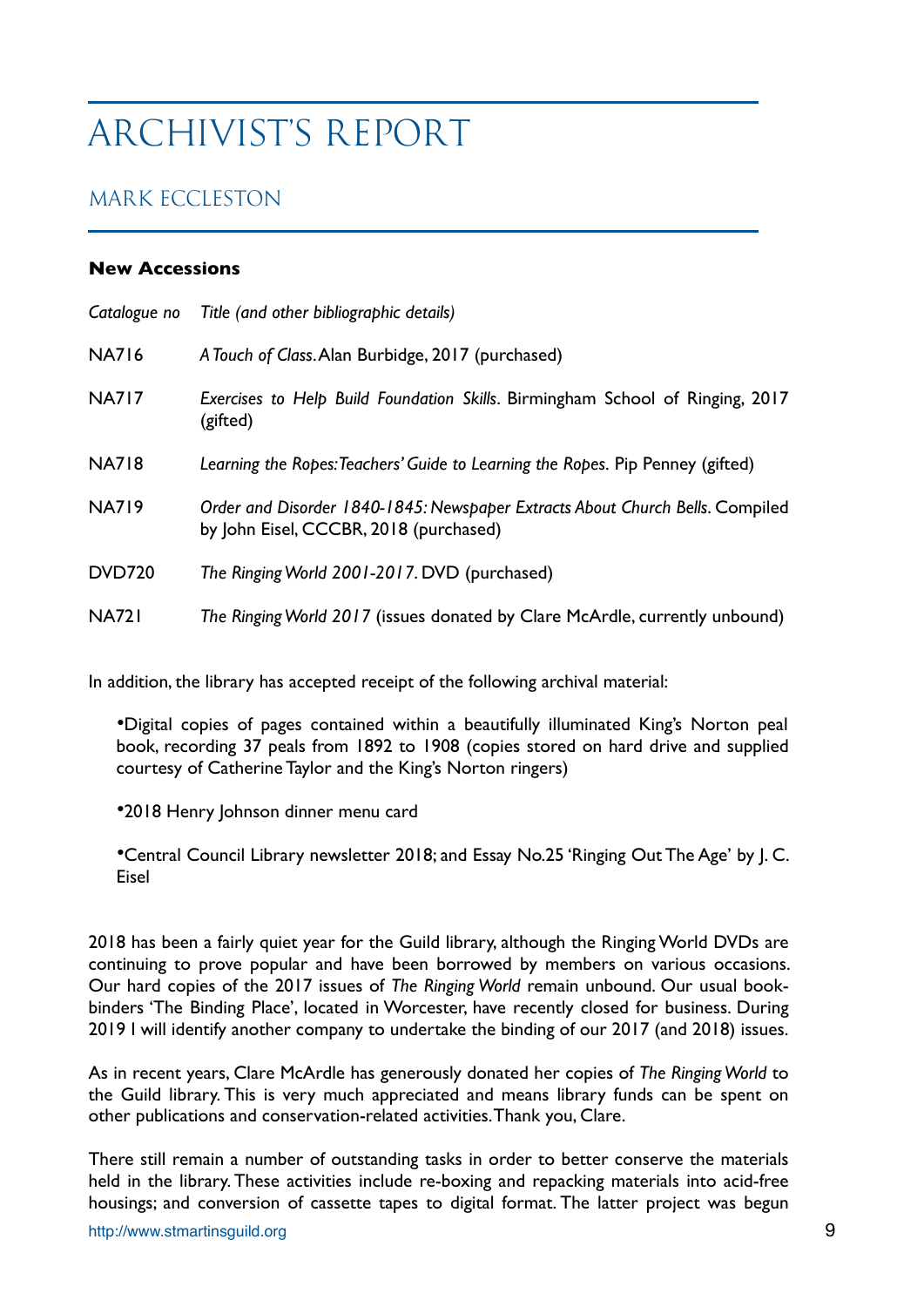# ARCHIVIST'S REPORT

## MARK ECCLESTON

### New Accessions

| *Catalogue no* | *Title (and other bibliographic details)* |
|---|---|
| NA716 | *A Touch of Class*. Alan Burbidge, 2017 (purchased) |
| NA717 | *Exercises to Help Build Foundation Skills*. Birmingham School of Ringing, 2017 (gifted) |
| NA718 | *Learning the Ropes: Teachers' Guide to Learning the Ropes*. Pip Penney (gifted) |
| NA719 | *Order and Disorder 1840-1845: Newspaper Extracts About Church Bells*. Compiled by John Eisel, CCCBR, 2018 (purchased) |
| DVD720 | *The Ringing World 2001-2017*. DVD (purchased) |
| NA721 | *The Ringing World 2017* (issues donated by Clare McArdle, currently unbound) |

In addition, the library has accepted receipt of the following archival material:

- Digital copies of pages contained within a beautifully illuminated King's Norton peal book, recording 37 peals from 1892 to 1908 (copies stored on hard drive and supplied courtesy of Catherine Taylor and the King's Norton ringers)
- 2018 Henry Johnson dinner menu card
- Central Council Library newsletter 2018; and Essay No.25 'Ringing Out The Age' by J. C. Eisel

2018 has been a fairly quiet year for the Guild library, although the Ringing World DVDs are continuing to prove popular and have been borrowed by members on various occasions. Our hard copies of the 2017 issues of *The Ringing World* remain unbound. Our usual book-binders 'The Binding Place', located in Worcester, have recently closed for business. During 2019 I will identify another company to undertake the binding of our 2017 (and 2018) issues.

As in recent years, Clare McArdle has generously donated her copies of *The Ringing World* to the Guild library. This is very much appreciated and means library funds can be spent on other publications and conservation-related activities. Thank you, Clare.

There still remain a number of outstanding tasks in order to better conserve the materials held in the library. These activities include re-boxing and repacking materials into acid-free housings; and conversion of cassette tapes to digital format. The latter project was begun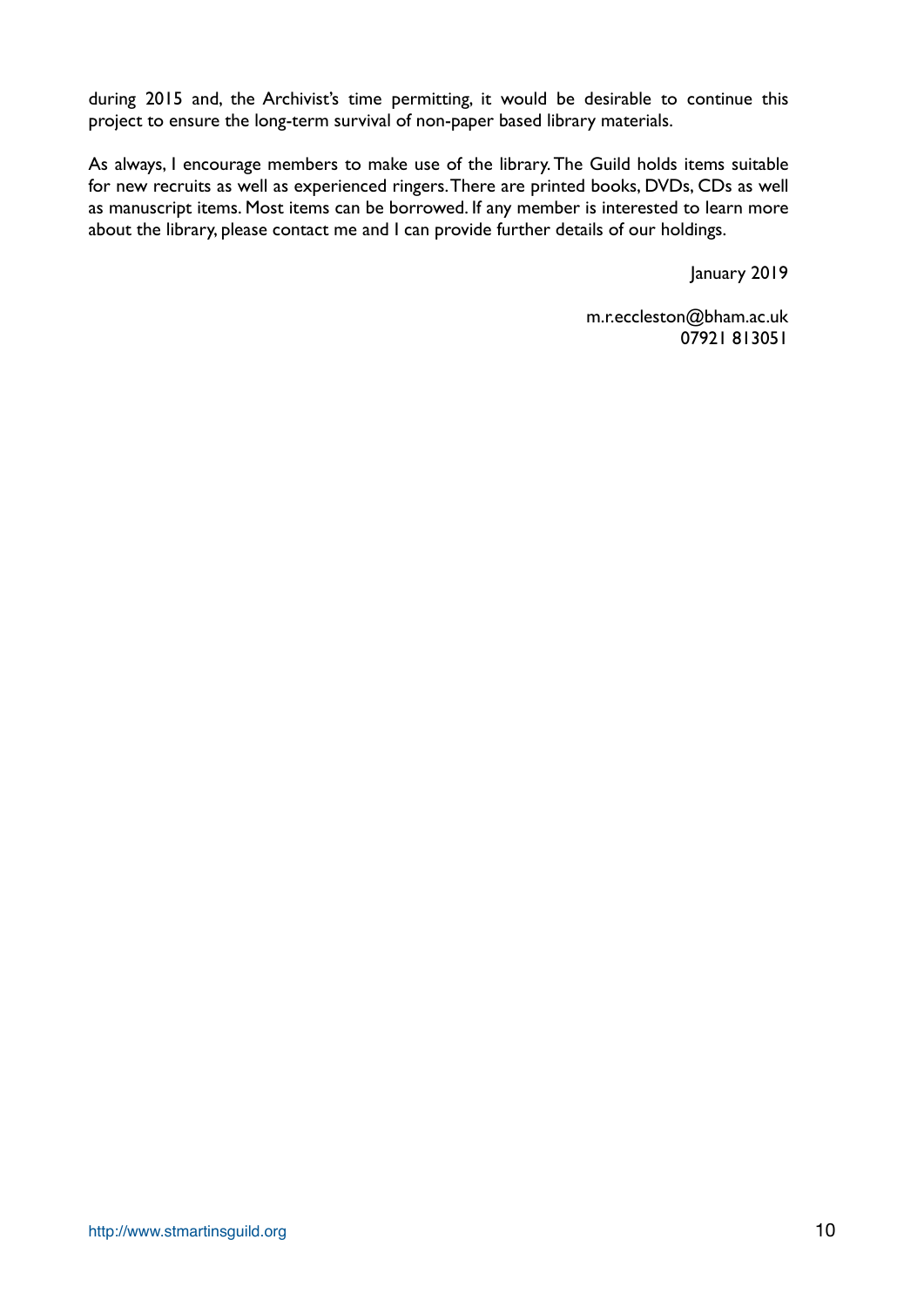during 2015 and, the Archivist's time permitting, it would be desirable to continue this project to ensure the long-term survival of non-paper based library materials.

As always, I encourage members to make use of the library. The Guild holds items suitable for new recruits as well as experienced ringers. There are printed books, DVDs, CDs as well as manuscript items. Most items can be borrowed. If any member is interested to learn more about the library, please contact me and I can provide further details of our holdings.

January 2019

m.r.eccleston@bham.ac.uk
07921 813051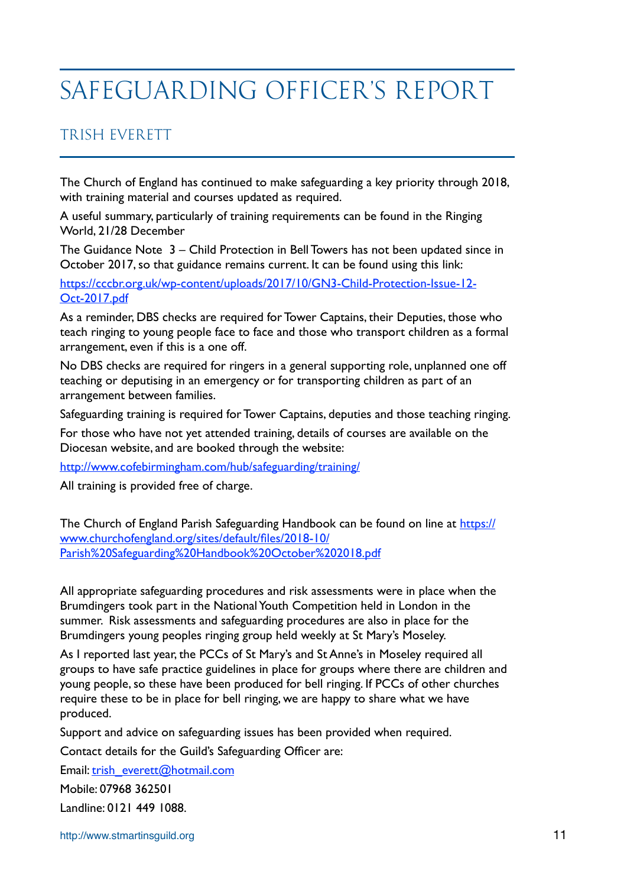# SAFEGUARDING OFFICER'S REPORT

## TRISH EVERETT

The Church of England has continued to make safeguarding a key priority through 2018, with training material and courses updated as required.

A useful summary, particularly of training requirements can be found in the Ringing World, 21/28 December

The Guidance Note 3 – Child Protection in Bell Towers has not been updated since in October 2017, so that guidance remains current. It can be found using this link:

https://cccbr.org.uk/wp-content/uploads/2017/10/GN3-Child-Protection-Issue-12-Oct-2017.pdf

As a reminder, DBS checks are required for Tower Captains, their Deputies, those who teach ringing to young people face to face and those who transport children as a formal arrangement, even if this is a one off.

No DBS checks are required for ringers in a general supporting role, unplanned one off teaching or deputising in an emergency or for transporting children as part of an arrangement between families.

Safeguarding training is required for Tower Captains, deputies and those teaching ringing.

For those who have not yet attended training, details of courses are available on the Diocesan website, and are booked through the website:

http://www.cofebirmingham.com/hub/safeguarding/training/

All training is provided free of charge.

The Church of England Parish Safeguarding Handbook can be found on line at https://www.churchofengland.org/sites/default/files/2018-10/Parish%20Safeguarding%20Handbook%20October%202018.pdf

All appropriate safeguarding procedures and risk assessments were in place when the Brumdingers took part in the National Youth Competition held in London in the summer. Risk assessments and safeguarding procedures are also in place for the Brumdingers young peoples ringing group held weekly at St Mary's Moseley.

As I reported last year, the PCCs of St Mary's and St Anne's in Moseley required all groups to have safe practice guidelines in place for groups where there are children and young people, so these have been produced for bell ringing. If PCCs of other churches require these to be in place for bell ringing, we are happy to share what we have produced.

Support and advice on safeguarding issues has been provided when required.

Contact details for the Guild's Safeguarding Officer are:

Email: trish_everett@hotmail.com

Mobile: 07968 362501

Landline: 0121 449 1088.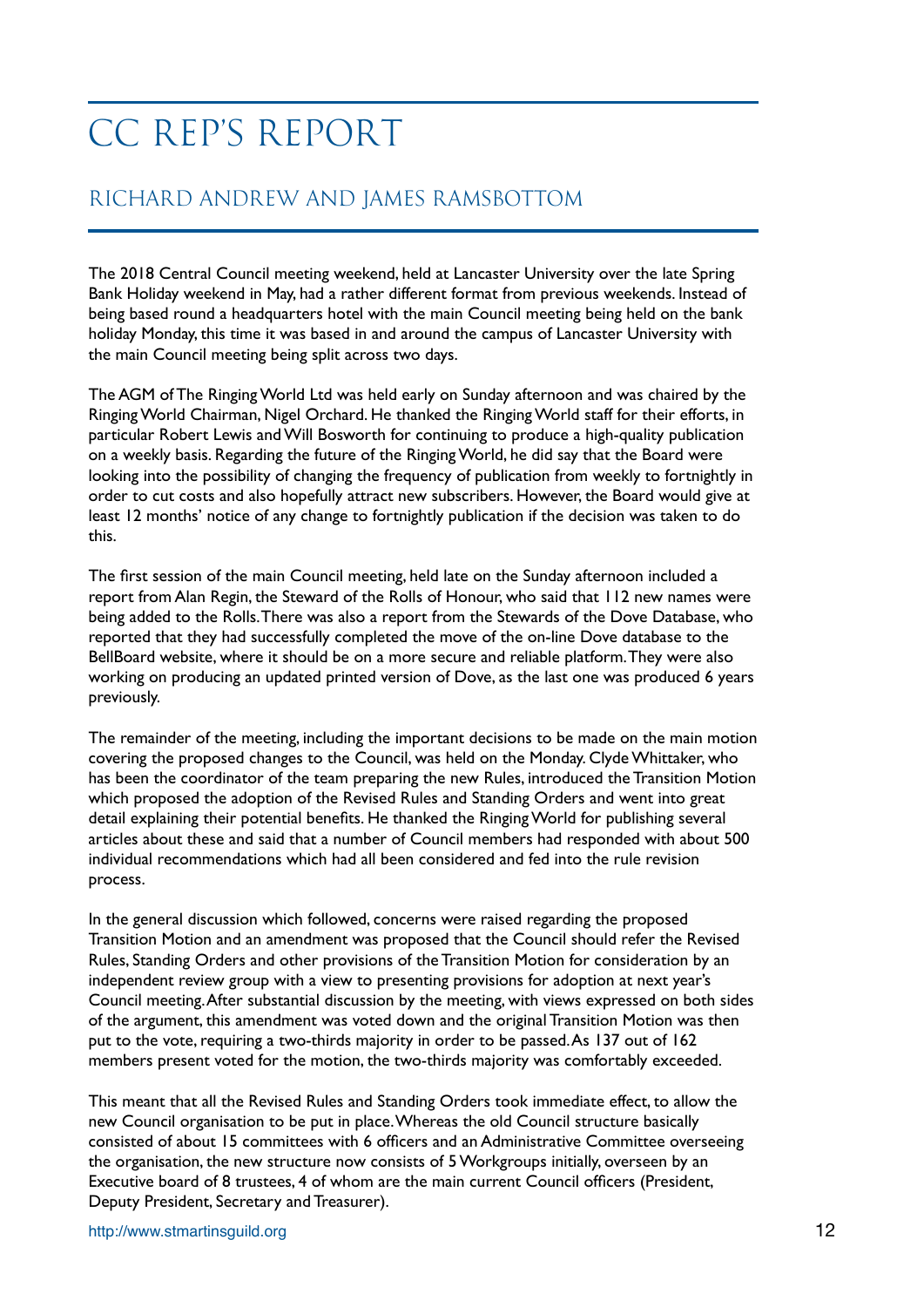# CC REP'S REPORT

## RICHARD ANDREW AND JAMES RAMSBOTTOM

The 2018 Central Council meeting weekend, held at Lancaster University over the late Spring Bank Holiday weekend in May, had a rather different format from previous weekends. Instead of being based round a headquarters hotel with the main Council meeting being held on the bank holiday Monday, this time it was based in and around the campus of Lancaster University with the main Council meeting being split across two days.

The AGM of The Ringing World Ltd was held early on Sunday afternoon and was chaired by the Ringing World Chairman, Nigel Orchard. He thanked the Ringing World staff for their efforts, in particular Robert Lewis and Will Bosworth for continuing to produce a high-quality publication on a weekly basis. Regarding the future of the Ringing World, he did say that the Board were looking into the possibility of changing the frequency of publication from weekly to fortnightly in order to cut costs and also hopefully attract new subscribers. However, the Board would give at least 12 months' notice of any change to fortnightly publication if the decision was taken to do this.

The first session of the main Council meeting, held late on the Sunday afternoon included a report from Alan Regin, the Steward of the Rolls of Honour, who said that 112 new names were being added to the Rolls. There was also a report from the Stewards of the Dove Database, who reported that they had successfully completed the move of the on-line Dove database to the BellBoard website, where it should be on a more secure and reliable platform. They were also working on producing an updated printed version of Dove, as the last one was produced 6 years previously.

The remainder of the meeting, including the important decisions to be made on the main motion covering the proposed changes to the Council, was held on the Monday. Clyde Whittaker, who has been the coordinator of the team preparing the new Rules, introduced the Transition Motion which proposed the adoption of the Revised Rules and Standing Orders and went into great detail explaining their potential benefits. He thanked the Ringing World for publishing several articles about these and said that a number of Council members had responded with about 500 individual recommendations which had all been considered and fed into the rule revision process.

In the general discussion which followed, concerns were raised regarding the proposed Transition Motion and an amendment was proposed that the Council should refer the Revised Rules, Standing Orders and other provisions of the Transition Motion for consideration by an independent review group with a view to presenting provisions for adoption at next year's Council meeting. After substantial discussion by the meeting, with views expressed on both sides of the argument, this amendment was voted down and the original Transition Motion was then put to the vote, requiring a two-thirds majority in order to be passed. As 137 out of 162 members present voted for the motion, the two-thirds majority was comfortably exceeded.

This meant that all the Revised Rules and Standing Orders took immediate effect, to allow the new Council organisation to be put in place. Whereas the old Council structure basically consisted of about 15 committees with 6 officers and an Administrative Committee overseeing the organisation, the new structure now consists of 5 Workgroups initially, overseen by an Executive board of 8 trustees, 4 of whom are the main current Council officers (President, Deputy President, Secretary and Treasurer).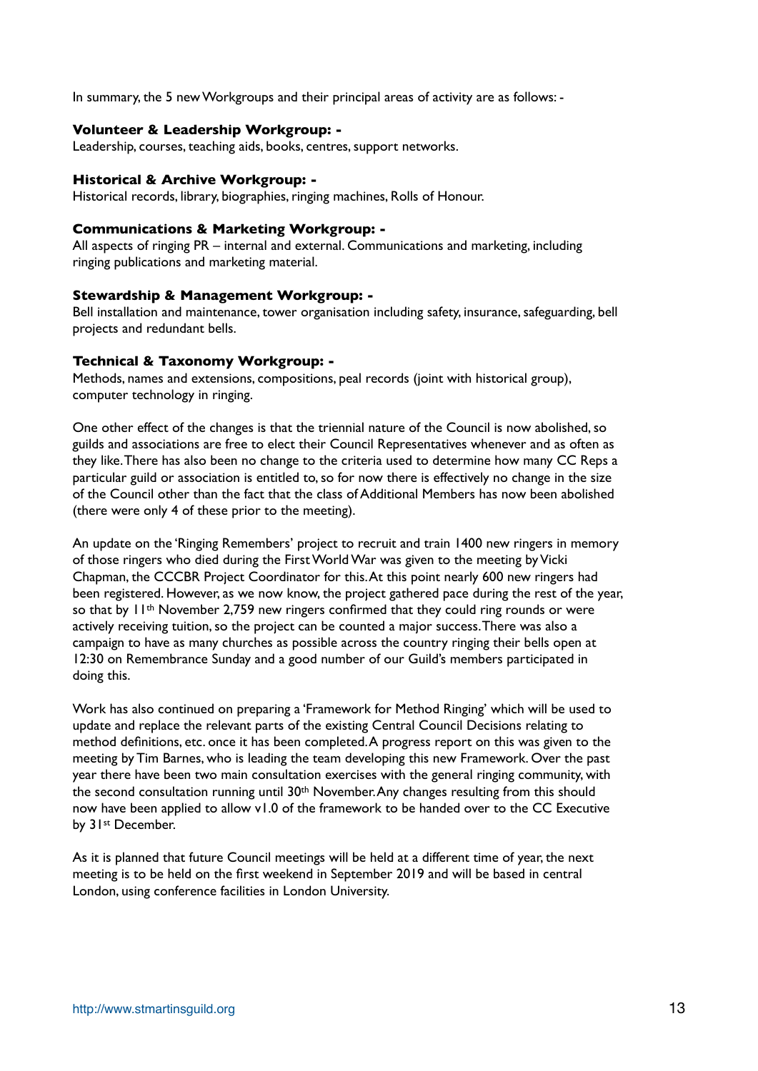In summary, the 5 new Workgroups and their principal areas of activity are as follows: -

**Volunteer & Leadership Workgroup: -**
Leadership, courses, teaching aids, books, centres, support networks.

**Historical & Archive Workgroup: -**
Historical records, library, biographies, ringing machines, Rolls of Honour.

**Communications & Marketing Workgroup: -**
All aspects of ringing PR – internal and external. Communications and marketing, including ringing publications and marketing material.

**Stewardship & Management Workgroup: -**
Bell installation and maintenance, tower organisation including safety, insurance, safeguarding, bell projects and redundant bells.

**Technical & Taxonomy Workgroup: -**
Methods, names and extensions, compositions, peal records (joint with historical group), computer technology in ringing.

One other effect of the changes is that the triennial nature of the Council is now abolished, so guilds and associations are free to elect their Council Representatives whenever and as often as they like. There has also been no change to the criteria used to determine how many CC Reps a particular guild or association is entitled to, so for now there is effectively no change in the size of the Council other than the fact that the class of Additional Members has now been abolished (there were only 4 of these prior to the meeting).

An update on the 'Ringing Remembers' project to recruit and train 1400 new ringers in memory of those ringers who died during the First World War was given to the meeting by Vicki Chapman, the CCCBR Project Coordinator for this. At this point nearly 600 new ringers had been registered. However, as we now know, the project gathered pace during the rest of the year, so that by 11th November 2,759 new ringers confirmed that they could ring rounds or were actively receiving tuition, so the project can be counted a major success. There was also a campaign to have as many churches as possible across the country ringing their bells open at 12:30 on Remembrance Sunday and a good number of our Guild's members participated in doing this.

Work has also continued on preparing a 'Framework for Method Ringing' which will be used to update and replace the relevant parts of the existing Central Council Decisions relating to method definitions, etc. once it has been completed. A progress report on this was given to the meeting by Tim Barnes, who is leading the team developing this new Framework. Over the past year there have been two main consultation exercises with the general ringing community, with the second consultation running until 30th November. Any changes resulting from this should now have been applied to allow v1.0 of the framework to be handed over to the CC Executive by 31st December.

As it is planned that future Council meetings will be held at a different time of year, the next meeting is to be held on the first weekend in September 2019 and will be based in central London, using conference facilities in London University.